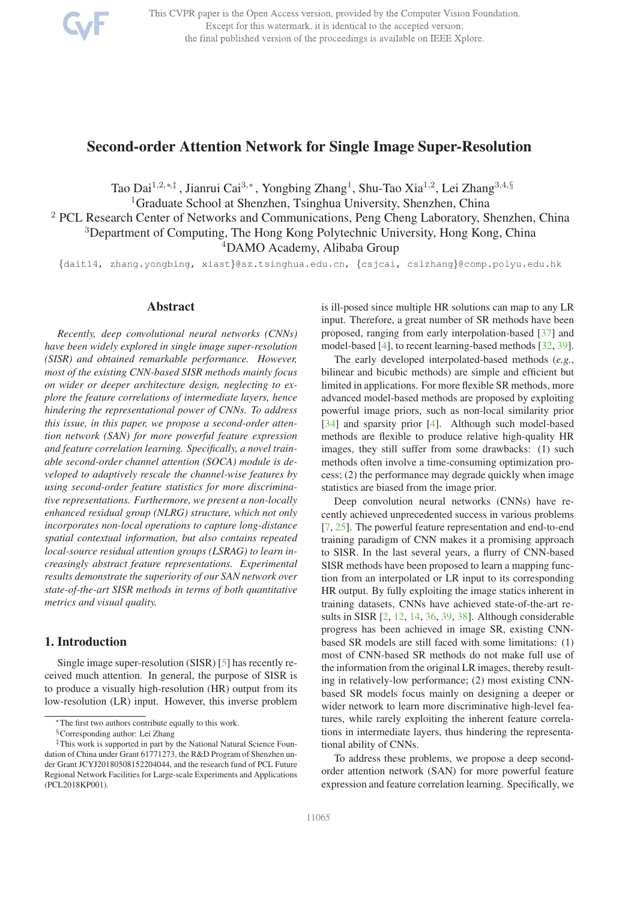# Second-order Attention Network for Single Image Super-Resolution

Tao Dai[1,2,*,‡], Jianrui Cai[3,*], Yongbing Zhang[1], Shu-Tao Xia[1,2], Lei Zhang[3,4,§]

[1]Graduate School at Shenzhen, Tsinghua University, Shenzhen, China

[2] PCL Research Center of Networks and Communications, Peng Cheng Laboratory, Shenzhen, China

[3]Department of Computing, The Hong Kong Polytechnic University, Hong Kong, China

[4]DAMO Academy, Alibaba Group

{dait14, zhang.yongbing, xiast}@sz.tsinghua.edu.cn, {csjcai, cslzhang}@comp.polyu.edu.hk

## Abstract

*Recently, deep convolutional neural networks (CNNs) have been widely explored in single image super-resolution (SISR) and obtained remarkable performance. However, most of the existing CNN-based SISR methods mainly focus on wider or deeper architecture design, neglecting to explore the feature correlations of intermediate layers, hence hindering the representational power of CNNs. To address this issue, in this paper, we propose a second-order attention network (SAN) for more powerful feature expression and feature correlation learning. Specifically, a novel trainable second-order channel attention (SOCA) module is developed to adaptively rescale the channel-wise features by using second-order feature statistics for more discriminative representations. Furthermore, we present a non-locally enhanced residual group (NLRG) structure, which not only incorporates non-local operations to capture long-distance spatial contextual information, but also contains repeated local-source residual attention groups (LSRAG) to learn increasingly abstract feature representations. Experimental results demonstrate the superiority of our SAN network over state-of-the-art SISR methods in terms of both quantitative metrics and visual quality.*

## 1. Introduction

Single image super-resolution (SISR) [5] has recently received much attention. In general, the purpose of SISR is to produce a visually high-resolution (HR) output from its low-resolution (LR) input. However, this inverse problem is ill-posed since multiple HR solutions can map to any LR input. Therefore, a great number of SR methods have been proposed, ranging from early interpolation-based [37] and model-based [4], to recent learning-based methods [32, 39].

The early developed interpolated-based methods (*e.g.*, bilinear and bicubic methods) are simple and efficient but limited in applications. For more flexible SR methods, more advanced model-based methods are proposed by exploiting powerful image priors, such as non-local similarity prior [34] and sparsity prior [4]. Although such model-based methods are flexible to produce relative high-quality HR images, they still suffer from some drawbacks: (1) such methods often involve a time-consuming optimization process; (2) the performance may degrade quickly when image statistics are biased from the image prior.

Deep convolution neural networks (CNNs) have recently achieved unprecedented success in various problems [7, 25]. The powerful feature representation and end-to-end training paradigm of CNN makes it a promising approach to SISR. In the last several years, a flurry of CNN-based SISR methods have been proposed to learn a mapping function from an interpolated or LR input to its corresponding HR output. By fully exploiting the image statics inherent in training datasets, CNNs have achieved state-of-the-art results in SISR [2, 12, 14, 36, 39, 38]. Although considerable progress has been achieved in image SR, existing CNN-based SR models are still faced with some limitations: (1) most of CNN-based SR methods do not make full use of the information from the original LR images, thereby resulting in relatively-low performance; (2) most existing CNN-based SR models focus mainly on designing a deeper or wider network to learn more discriminative high-level features, while rarely exploiting the inherent feature correlations in intermediate layers, thus hindering the representational ability of CNNs.

To address these problems, we propose a deep second-order attention network (SAN) for more powerful feature expression and feature correlation learning. Specifically, we

[*]The first two authors contribute equally to this work.

[§]Corresponding author: Lei Zhang

[‡]This work is supported in part by the National Natural Science Foundation of China under Grant 61771273, the R&D Program of Shenzhen under Grant JCYJ20180508152204044, and the research fund of PCL Future Regional Network Facilities for Large-scale Experiments and Applications (PCL2018KP001).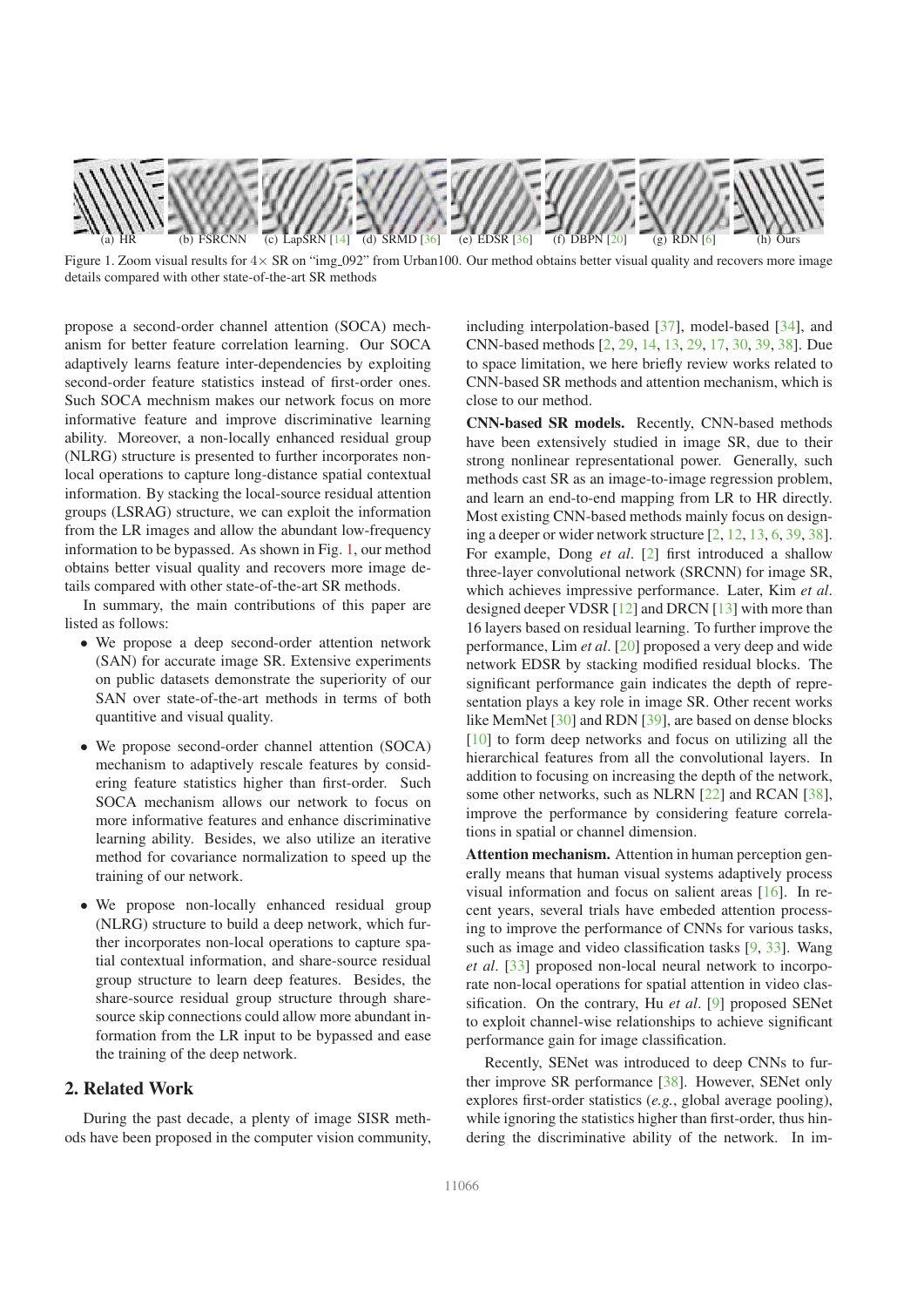(a) HR (b) FSRCNN (c) LapSRN [14] (d) SRMD [36] (e) EDSR [36] (f) DBPN [20] (g) RDN [6] (h) Ours

Figure 1. Zoom visual results for 4× SR on "img_092" from Urban100. Our method obtains better visual quality and recovers more image details compared with other state-of-the-art SR methods

propose a second-order channel attention (SOCA) mechanism for better feature correlation learning. Our SOCA adaptively learns feature inter-dependencies by exploiting second-order feature statistics instead of first-order ones. Such SOCA mechnism makes our network focus on more informative feature and improve discriminative learning ability. Moreover, a non-locally enhanced residual group (NLRG) structure is presented to further incorporates non-local operations to capture long-distance spatial contextual information. By stacking the local-source residual attention groups (LSRAG) structure, we can exploit the information from the LR images and allow the abundant low-frequency information to be bypassed. As shown in Fig. 1, our method obtains better visual quality and recovers more image details compared with other state-of-the-art SR methods.

In summary, the main contributions of this paper are listed as follows:

- We propose a deep second-order attention network (SAN) for accurate image SR. Extensive experiments on public datasets demonstrate the superiority of our SAN over state-of-the-art methods in terms of both quantitive and visual quality.
- We propose second-order channel attention (SOCA) mechanism to adaptively rescale features by considering feature statistics higher than first-order. Such SOCA mechanism allows our network to focus on more informative features and enhance discriminative learning ability. Besides, we also utilize an iterative method for covariance normalization to speed up the training of our network.
- We propose non-locally enhanced residual group (NLRG) structure to build a deep network, which further incorporates non-local operations to capture spatial contextual information, and share-source residual group structure to learn deep features. Besides, the share-source residual group structure through share-source skip connections could allow more abundant information from the LR input to be bypassed and ease the training of the deep network.

## 2. Related Work

During the past decade, a plenty of image SISR methods have been proposed in the computer vision community, including interpolation-based [37], model-based [34], and CNN-based methods [2, 29, 14, 13, 29, 17, 30, 39, 38]. Due to space limitation, we here briefly review works related to CNN-based SR methods and attention mechanism, which is close to our method.

**CNN-based SR models.** Recently, CNN-based methods have been extensively studied in image SR, due to their strong nonlinear representational power. Generally, such methods cast SR as an image-to-image regression problem, and learn an end-to-end mapping from LR to HR directly. Most existing CNN-based methods mainly focus on designing a deeper or wider network structure [2, 12, 13, 6, 39, 38]. For example, Dong *et al*. [2] first introduced a shallow three-layer convolutional network (SRCNN) for image SR, which achieves impressive performance. Later, Kim *et al*. designed deeper VDSR [12] and DRCN [13] with more than 16 layers based on residual learning. To further improve the performance, Lim *et al*. [20] proposed a very deep and wide network EDSR by stacking modified residual blocks. The significant performance gain indicates the depth of representation plays a key role in image SR. Other recent works like MemNet [30] and RDN [39], are based on dense blocks [10] to form deep networks and focus on utilizing all the hierarchical features from all the convolutional layers. In addition to focusing on increasing the depth of the network, some other networks, such as NLRN [22] and RCAN [38], improve the performance by considering feature correlations in spatial or channel dimension.

**Attention mechanism.** Attention in human perception generally means that human visual systems adaptively process visual information and focus on salient areas [16]. In recent years, several trials have embeded attention processing to improve the performance of CNNs for various tasks, such as image and video classification tasks [9, 33]. Wang *et al*. [33] proposed non-local neural network to incorporate non-local operations for spatial attention in video classification. On the contrary, Hu *et al*. [9] proposed SENet to exploit channel-wise relationships to achieve significant performance gain for image classification.

Recently, SENet was introduced to deep CNNs to further improve SR performance [38]. However, SENet only explores first-order statistics (*e.g.*, global average pooling), while ignoring the statistics higher than first-order, thus hindering the discriminative ability of the network. In im-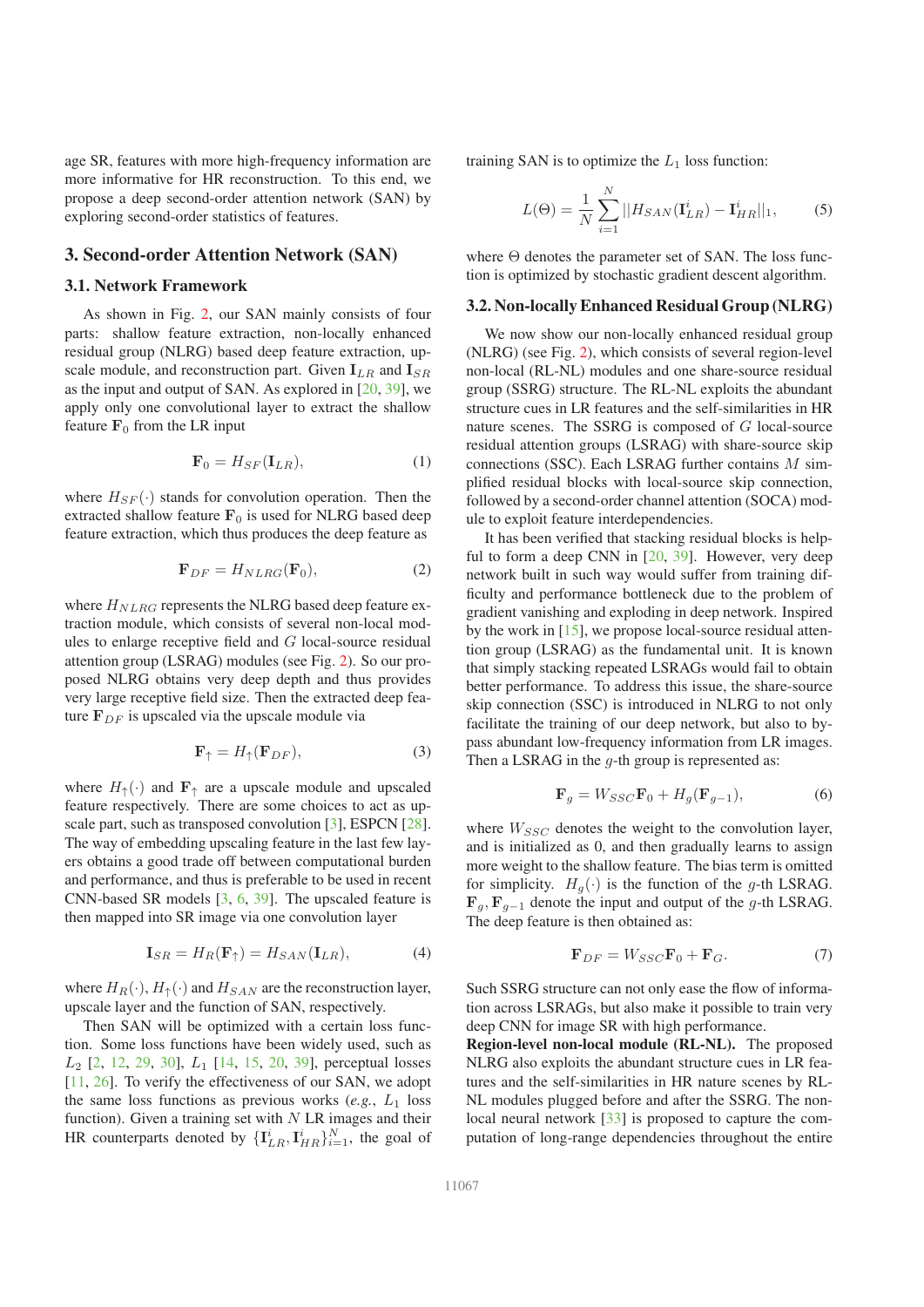age SR, features with more high-frequency information are more informative for HR reconstruction. To this end, we propose a deep second-order attention network (SAN) by exploring second-order statistics of features.

## 3. Second-order Attention Network (SAN)

### 3.1. Network Framework

As shown in Fig. 2, our SAN mainly consists of four parts: shallow feature extraction, non-locally enhanced residual group (NLRG) based deep feature extraction, upscale module, and reconstruction part. Given $\mathbf{I}_{LR}$ and $\mathbf{I}_{SR}$ as the input and output of SAN. As explored in [20, 39], we apply only one convolutional layer to extract the shallow feature $\mathbf{F}_0$ from the LR input

$$\mathbf{F}_0 = H_{SF}(\mathbf{I}_{LR}), \tag{1}$$

where $H_{SF}(\cdot)$ stands for convolution operation. Then the extracted shallow feature $\mathbf{F}_0$ is used for NLRG based deep feature extraction, which thus produces the deep feature as

$$\mathbf{F}_{DF} = H_{NLRG}(\mathbf{F}_0), \tag{2}$$

where $H_{NLRG}$ represents the NLRG based deep feature extraction module, which consists of several non-local modules to enlarge receptive field and $G$ local-source residual attention group (LSRAG) modules (see Fig. 2). So our proposed NLRG obtains very deep depth and thus provides very large receptive field size. Then the extracted deep feature $\mathbf{F}_{DF}$ is upscaled via the upscale module via

$$\mathbf{F}_{\uparrow} = H_{\uparrow}(\mathbf{F}_{DF}), \tag{3}$$

where $H_{\uparrow}(\cdot)$ and $\mathbf{F}_{\uparrow}$ are a upscale module and upscaled feature respectively. There are some choices to act as upscale part, such as transposed convolution [3], ESPCN [28]. The way of embedding upscaling feature in the last few layers obtains a good trade off between computational burden and performance, and thus is preferable to be used in recent CNN-based SR models [3, 6, 39]. The upscaled feature is then mapped into SR image via one convolution layer

$$\mathbf{I}_{SR} = H_R(\mathbf{F}_{\uparrow}) = H_{SAN}(\mathbf{I}_{LR}), \tag{4}$$

where $H_R(\cdot)$, $H_{\uparrow}(\cdot)$ and $H_{SAN}$ are the reconstruction layer, upscale layer and the function of SAN, respectively.

Then SAN will be optimized with a certain loss function. Some loss functions have been widely used, such as $L_2$ [2, 12, 29, 30], $L_1$ [14, 15, 20, 39], perceptual losses [11, 26]. To verify the effectiveness of our SAN, we adopt the same loss functions as previous works (*e.g.*, $L_1$ loss function). Given a training set with $N$ LR images and their HR counterparts denoted by $\{\mathbf{I}_{LR}^i, \mathbf{I}_{HR}^i\}_{i=1}^N$, the goal of training SAN is to optimize the $L_1$ loss function:

$$L(\Theta) = \frac{1}{N}\sum_{i=1}^{N} ||H_{SAN}(\mathbf{I}_{LR}^i) - \mathbf{I}_{HR}^i||_1, \tag{5}$$

where $\Theta$ denotes the parameter set of SAN. The loss function is optimized by stochastic gradient descent algorithm.

### 3.2. Non-locally Enhanced Residual Group (NLRG)

We now show our non-locally enhanced residual group (NLRG) (see Fig. 2), which consists of several region-level non-local (RL-NL) modules and one share-source residual group (SSRG) structure. The RL-NL exploits the abundant structure cues in LR features and the self-similarities in HR nature scenes. The SSRG is composed of $G$ local-source residual attention groups (LSRAG) with share-source skip connections (SSC). Each LSRAG further contains $M$ simplified residual blocks with local-source skip connection, followed by a second-order channel attention (SOCA) module to exploit feature interdependencies.

It has been verified that stacking residual blocks is helpful to form a deep CNN in [20, 39]. However, very deep network built in such way would suffer from training difficulty and performance bottleneck due to the problem of gradient vanishing and exploding in deep network. Inspired by the work in [15], we propose local-source residual attention group (LSRAG) as the fundamental unit. It is known that simply stacking repeated LSRAGs would fail to obtain better performance. To address this issue, the share-source skip connection (SSC) is introduced in NLRG to not only facilitate the training of our deep network, but also to bypass abundant low-frequency information from LR images. Then a LSRAG in the $g$-th group is represented as:

$$\mathbf{F}_g = W_{SSC}\mathbf{F}_0 + H_g(\mathbf{F}_{g-1}), \tag{6}$$

where $W_{SSC}$ denotes the weight to the convolution layer, and is initialized as 0, and then gradually learns to assign more weight to the shallow feature. The bias term is omitted for simplicity. $H_g(\cdot)$ is the function of the $g$-th LSRAG. $\mathbf{F}_g, \mathbf{F}_{g-1}$ denote the input and output of the $g$-th LSRAG. The deep feature is then obtained as:

$$\mathbf{F}_{DF} = W_{SSC}\mathbf{F}_0 + \mathbf{F}_G. \tag{7}$$

Such SSRG structure can not only ease the flow of information across LSRAGs, but also make it possible to train very deep CNN for image SR with high performance.

**Region-level non-local module (RL-NL).** The proposed NLRG also exploits the abundant structure cues in LR features and the self-similarities in HR nature scenes by RL-NL modules plugged before and after the SSRG. The non-local neural network [33] is proposed to capture the computation of long-range dependencies throughout the entire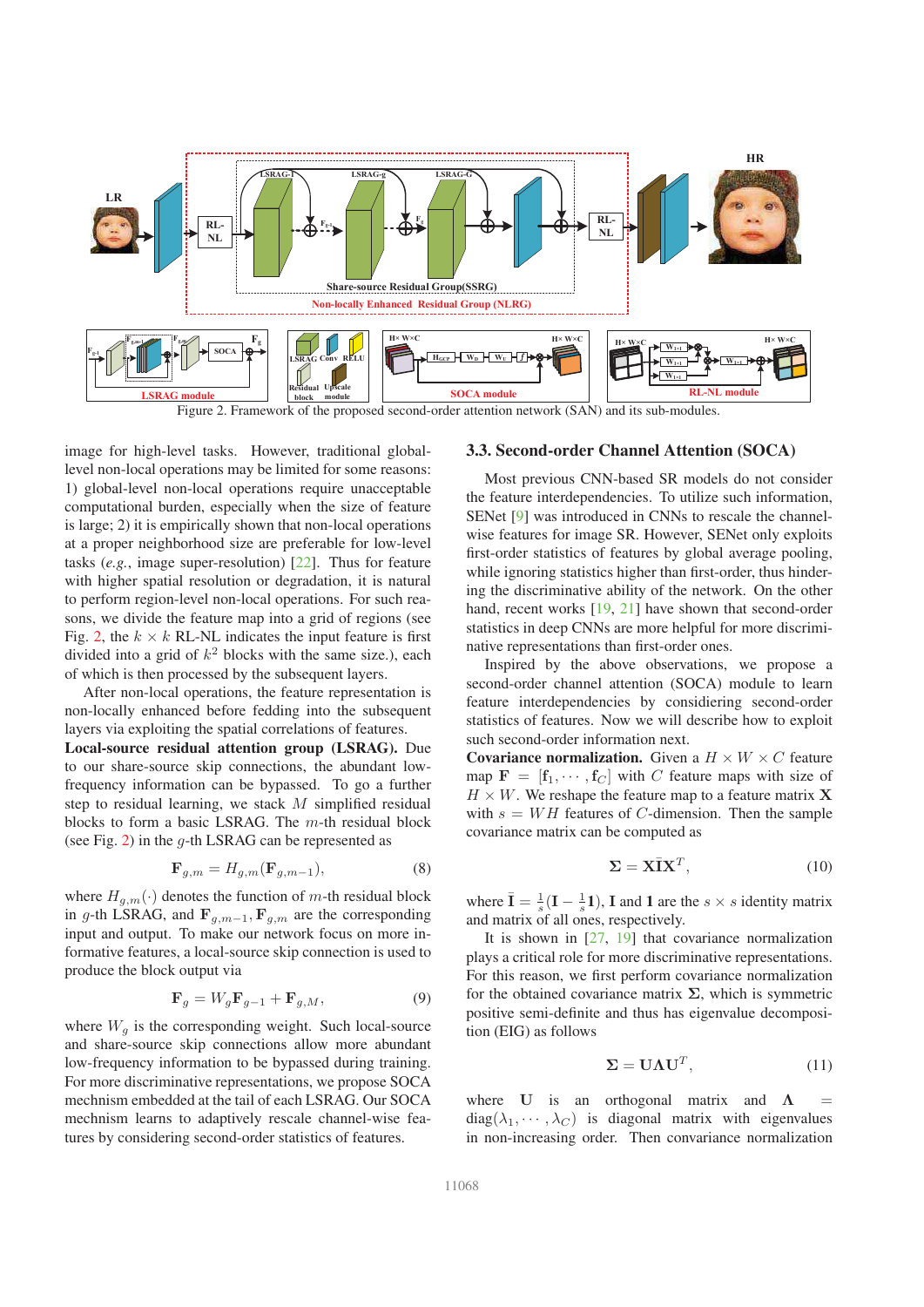Figure 2. Framework of the proposed second-order attention network (SAN) and its sub-modules.

image for high-level tasks. However, traditional global-level non-local operations may be limited for some reasons: 1) global-level non-local operations require unacceptable computational burden, especially when the size of feature is large; 2) it is empirically shown that non-local operations at a proper neighborhood size are preferable for low-level tasks (*e.g.*, image super-resolution) [22]. Thus for feature with higher spatial resolution or degradation, it is natural to perform region-level non-local operations. For such reasons, we divide the feature map into a grid of regions (see Fig. 2, the $k \times k$ RL-NL indicates the input feature is first divided into a grid of $k^2$ blocks with the same size.), each of which is then processed by the subsequent layers.

After non-local operations, the feature representation is non-locally enhanced before fedding into the subsequent layers via exploiting the spatial correlations of features.

**Local-source residual attention group (LSRAG).** Due to our share-source skip connections, the abundant low-frequency information can be bypassed. To go a further step to residual learning, we stack $M$ simplified residual blocks to form a basic LSRAG. The $m$-th residual block (see Fig. 2) in the $g$-th LSRAG can be represented as

$$\mathbf{F}_{g,m} = H_{g,m}(\mathbf{F}_{g,m-1}), \tag{8}$$

where $H_{g,m}(\cdot)$ denotes the function of $m$-th residual block in $g$-th LSRAG, and $\mathbf{F}_{g,m-1}, \mathbf{F}_{g,m}$ are the corresponding input and output. To make our network focus on more informative features, a local-source skip connection is used to produce the block output via

$$\mathbf{F}_g = W_g \mathbf{F}_{g-1} + \mathbf{F}_{g,M}, \tag{9}$$

where $W_g$ is the corresponding weight. Such local-source and share-source skip connections allow more abundant low-frequency information to be bypassed during training. For more discriminative representations, we propose SOCA mechnism embedded at the tail of each LSRAG. Our SOCA mechnism learns to adaptively rescale channel-wise features by considering second-order statistics of features.

### 3.3. Second-order Channel Attention (SOCA)

Most previous CNN-based SR models do not consider the feature interdependencies. To utilize such information, SENet [9] was introduced in CNNs to rescale the channel-wise features for image SR. However, SENet only exploits first-order statistics of features by global average pooling, while ignoring statistics higher than first-order, thus hindering the discriminative ability of the network. On the other hand, recent works [19, 21] have shown that second-order statistics in deep CNNs are more helpful for more discriminative representations than first-order ones.

Inspired by the above observations, we propose a second-order channel attention (SOCA) module to learn feature interdependencies by considiering second-order statistics of features. Now we will describe how to exploit such second-order information next.

**Covariance normalization.** Given a $H \times W \times C$ feature map $\mathbf{F} = [\mathbf{f}_1, \cdots, \mathbf{f}_C]$ with $C$ feature maps with size of $H \times W$. We reshape the feature map to a feature matrix $\mathbf{X}$ with $s = WH$ features of $C$-dimension. Then the sample covariance matrix can be computed as

$$\mathbf{\Sigma} = \mathbf{X}\bar{\mathbf{I}}\mathbf{X}^T, \tag{10}$$

where $\bar{\mathbf{I}} = \frac{1}{s}(\mathbf{I} - \frac{1}{s}\mathbf{1})$, $\mathbf{I}$ and $\mathbf{1}$ are the $s \times s$ identity matrix and matrix of all ones, respectively.

It is shown in [27, 19] that covariance normalization plays a critical role for more discriminative representations. For this reason, we first perform covariance normalization for the obtained covariance matrix $\mathbf{\Sigma}$, which is symmetric positive semi-definite and thus has eigenvalue decomposition (EIG) as follows

$$\mathbf{\Sigma} = \mathbf{U}\mathbf{\Lambda}\mathbf{U}^T, \tag{11}$$

where $\mathbf{U}$ is an orthogonal matrix and $\mathbf{\Lambda} = \text{diag}(\lambda_1, \cdots, \lambda_C)$ is diagonal matrix with eigenvales in non-increasing order. Then convariance normalization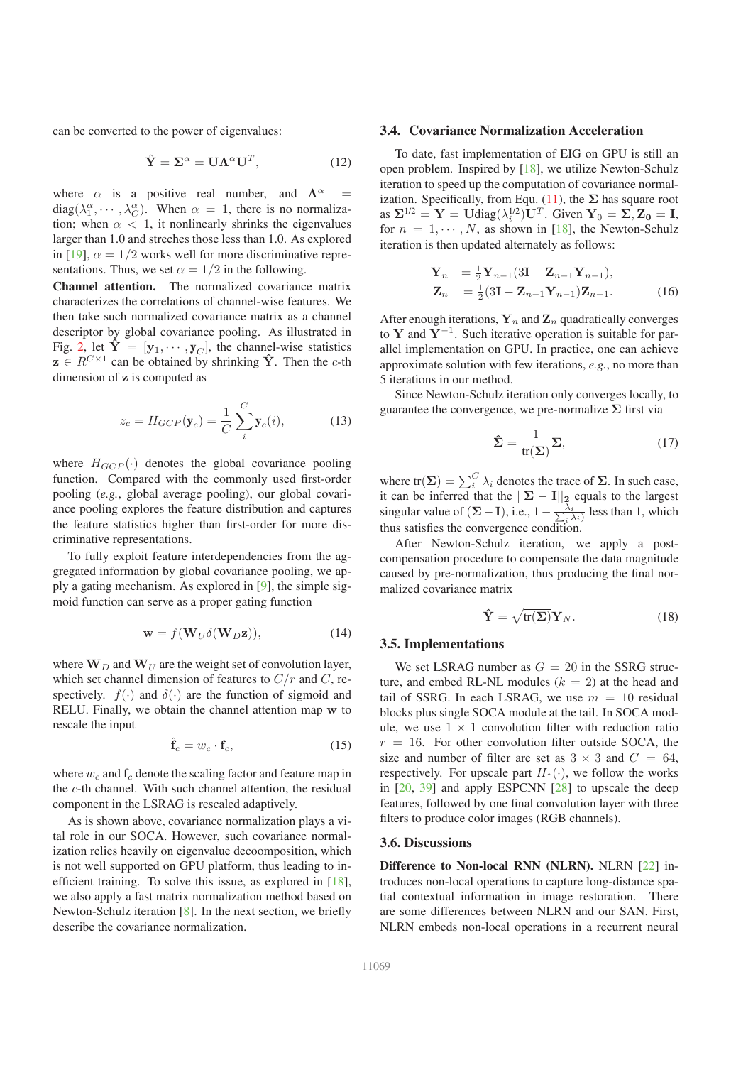can be converted to the power of eigenvalues:

$$\hat{\mathbf{Y}} = \mathbf{\Sigma}^{\alpha} = \mathbf{U}\mathbf{\Lambda}^{\alpha}\mathbf{U}^{T}, \tag{12}$$

where $\alpha$ is a positive real number, and $\mathbf{\Lambda}^{\alpha} = \text{diag}(\lambda_1^{\alpha}, \cdots, \lambda_C^{\alpha})$. When $\alpha = 1$, there is no normalization; when $\alpha < 1$, it nonlinearly shrinks the eigenvalues larger than 1.0 and streches those less than 1.0. As explored in [19], $\alpha = 1/2$ works well for more discriminative representations. Thus, we set $\alpha = 1/2$ in the following.

**Channel attention.** The normalized covariance matrix characterizes the correlations of channel-wise features. We then take such normalized covariance matrix as a channel descriptor by global covariance pooling. As illustrated in Fig. 2, let $\hat{\mathbf{Y}} = [\mathbf{y}_1, \cdots, \mathbf{y}_C]$, the channel-wise statistics $\mathbf{z} \in R^{C \times 1}$ can be obtained by shrinking $\hat{\mathbf{Y}}$. Then the $c$-th dimension of $\mathbf{z}$ is computed as

$$z_c = H_{GCP}(\mathbf{y}_c) = \frac{1}{C}\sum_{i}^{C}\mathbf{y}_c(i), \tag{13}$$

where $H_{GCP}(\cdot)$ denotes the global covariance pooling function. Compared with the commonly used first-order pooling (*e.g.*, global average pooling), our global covariance pooling explores the feature distribution and captures the feature statistics higher than first-order for more discriminative representations.

To fully exploit feature interdependencies from the aggregated information by global covariance pooling, we apply a gating mechanism. As explored in [9], the simple sigmoid function can serve as a proper gating function

$$\mathbf{w} = f(\mathbf{W}_U\delta(\mathbf{W}_D\mathbf{z})), \tag{14}$$

where $\mathbf{W}_D$ and $\mathbf{W}_U$ are the weight set of convolution layer, which set channel dimension of features to $C/r$ and $C$, respectively. $f(\cdot)$ and $\delta(\cdot)$ are the function of sigmoid and RELU. Finally, we obtain the channel attention map $\mathbf{w}$ to rescale the input

$$\hat{\mathbf{f}}_c = w_c \cdot \mathbf{f}_c, \tag{15}$$

where $w_c$ and $\mathbf{f}_c$ denote the scaling factor and feature map in the $c$-th channel. With such channel attention, the residual component in the LSRAG is rescaled adaptively.

As is shown above, covariance normalization plays a vital role in our SOCA. However, such covariance normalization relies heavily on eigenvalue decoomposition, which is not well supported on GPU platform, thus leading to inefficient training. To solve this issue, as explored in [18], we also apply a fast matrix normalization method based on Newton-Schulz iteration [8]. In the next section, we briefly describe the covariance normalization.

### 3.4. Covariance Normalization Acceleration

To date, fast implementation of EIG on GPU is still an open problem. Inspired by [18], we utilize Newton-Schulz iteration to speed up the computation of covariance normalization. Specifically, from Equ. (11), the $\mathbf{\Sigma}$ has square root as $\mathbf{\Sigma}^{1/2} = \mathbf{Y} = \mathbf{U}\text{diag}(\lambda_i^{1/2})\mathbf{U}^T$. Given $\mathbf{Y}_0 = \mathbf{\Sigma}, \mathbf{Z_0} = \mathbf{I}$, for $n = 1, \cdots, N$, as shown in [18], the Newton-Schulz iteration is then updated alternately as follows:

$$\begin{aligned} \mathbf{Y}_n &= \tfrac{1}{2}\mathbf{Y}_{n-1}(3\mathbf{I} - \mathbf{Z}_{n-1}\mathbf{Y}_{n-1}), \\ \mathbf{Z}_n &= \tfrac{1}{2}(3\mathbf{I} - \mathbf{Z}_{n-1}\mathbf{Y}_{n-1})\mathbf{Z}_{n-1}. \end{aligned} \tag{16}$$

After enough iterations, $\mathbf{Y}_n$ and $\mathbf{Z}_n$ quadratically converges to $\mathbf{Y}$ and $\mathbf{Y}^{-1}$. Such iterative operation is suitable for parallel implementation on GPU. In practice, one can achieve approximate solution with few iterations, *e.g.*, no more than 5 iterations in our method.

Since Newton-Schulz iteration only converges locally, to guarantee the convergence, we pre-normalize $\mathbf{\Sigma}$ first via

$$\hat{\mathbf{\Sigma}} = \frac{1}{\text{tr}(\mathbf{\Sigma})}\mathbf{\Sigma}, \tag{17}$$

where $\text{tr}(\mathbf{\Sigma}) = \sum_i^C \lambda_i$ denotes the trace of $\mathbf{\Sigma}$. In such case, it can be inferred that the $||\mathbf{\Sigma} - \mathbf{I}||_{\mathbf{2}}$ equals to the largest singular value of $(\mathbf{\Sigma} - \mathbf{I})$, i.e., $1 - \frac{\lambda_i}{\sum_i \lambda_i}$ less than 1, which thus satisfies the convergence condition.

After Newton-Schulz iteration, we apply a post-compensation procedure to compensate the data magnitude caused by pre-normalization, thus producing the final normalized covariance matrix

$$\hat{\mathbf{Y}} = \sqrt{\text{tr}(\mathbf{\Sigma})}\mathbf{Y}_N. \tag{18}$$

### 3.5. Implementations

We set LSRAG number as $G = 20$ in the SSRG structure, and embed RL-NL modules ($k = 2$) at the head and tail of SSRG. In each LSRAG, we use $m = 10$ residual blocks plus single SOCA module at the tail. In SOCA module, we use $1 \times 1$ convolution filter with reduction ratio $r = 16$. For other convolution filter outside SOCA, the size and number of filter are set as $3 \times 3$ and $C = 64$, respectively. For upscale part $H_{\uparrow}(\cdot)$, we follow the works in [20, 39] and apply ESPCNN [28] to upscale the deep features, followed by one final convolution layer with three filters to produce color images (RGB channels).

### 3.6. Discussions

**Difference to Non-local RNN (NLRN).** NLRN [22] introduces non-local operations to capture long-distance spatial contextual information in image restoration. There are some differences between NLRN and our SAN. First, NLRN embeds non-local operations in a recurrent neural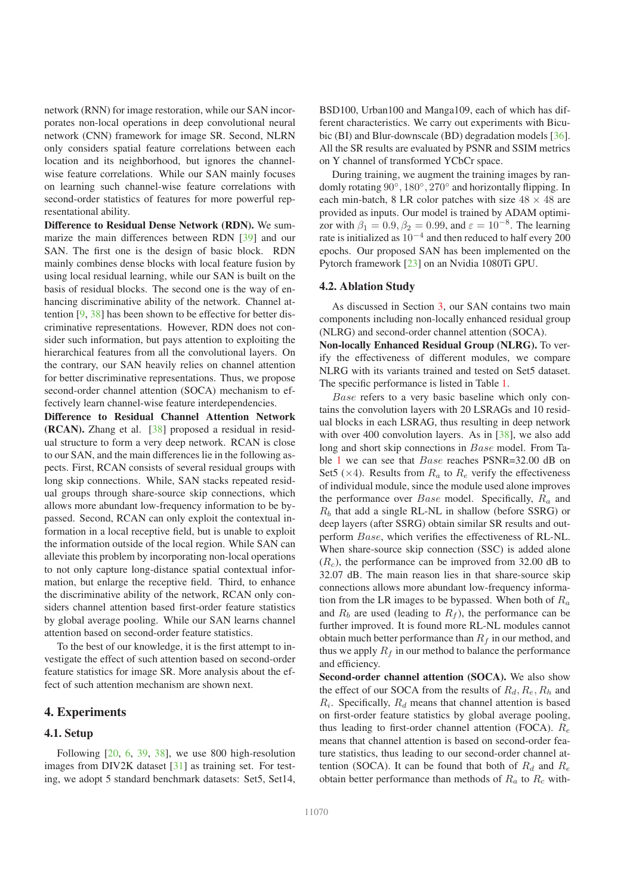network (RNN) for image restoration, while our SAN incorporates non-local operations in deep convolutional neural network (CNN) framework for image SR. Second, NLRN only considers spatial feature correlations between each location and its neighborhood, but ignores the channel-wise feature correlations. While our SAN mainly focuses on learning such channel-wise feature correlations with second-order statistics of features for more powerful representational ability.

**Difference to Residual Dense Network (RDN).** We summarize the main differences between RDN [39] and our SAN. The first one is the design of basic block. RDN mainly combines dense blocks with local feature fusion by using local residual learning, while our SAN is built on the basis of residual blocks. The second one is the way of enhancing discriminative ability of the network. Channel attention [9, 38] has been shown to be effective for better discriminative representations. However, RDN does not consider such information, but pays attention to exploiting the hierarchical features from all the convolutional layers. On the contrary, our SAN heavily relies on channel attention for better discriminative representations. Thus, we propose second-order channel attention (SOCA) mechanism to effectively learn channel-wise feature interdependencies.

**Difference to Residual Channel Attention Network (RCAN).** Zhang et al. [38] proposed a residual in residual structure to form a very deep network. RCAN is close to our SAN, and the main differences lie in the following aspects. First, RCAN consists of several residual groups with long skip connections. While, SAN stacks repeated residual groups through share-source skip connections, which allows more abundant low-frequency information to be bypassed. Second, RCAN can only exploit the contextual information in a local receptive field, but is unable to exploit the information outside of the local region. While SAN can alleviate this problem by incorporating non-local operations to not only capture long-distance spatial contextual information, but enlarge the receptive field. Third, to enhance the discriminative ability of the network, RCAN only considers channel attention based first-order feature statistics by global average pooling. While our SAN learns channel attention based on second-order feature statistics.

To the best of our knowledge, it is the first attempt to investigate the effect of such attention based on second-order feature statistics for image SR. More analysis about the effect of such attention mechanism are shown next.

## 4. Experiments

### 4.1. Setup

Following [20, 6, 39, 38], we use 800 high-resolution images from DIV2K dataset [31] as training set. For testing, we adopt 5 standard benchmark datasets: Set5, Set14, BSD100, Urban100 and Manga109, each of which has different characteristics. We carry out experiments with Bicubic (BI) and Blur-downscale (BD) degradation models [36]. All the SR results are evaluated by PSNR and SSIM metrics on Y channel of transformed YCbCr space.

During training, we augment the training images by randomly rotating $90^\circ, 180^\circ, 270^\circ$ and horizontally flipping. In each min-batch, 8 LR color patches with size $48 \times 48$ are provided as inputs. Our model is trained by ADAM optimizor with $\beta_1 = 0.9, \beta_2 = 0.99$, and $\varepsilon = 10^{-8}$. The learning rate is initialized as $10^{-4}$ and then reduced to half every 200 epochs. Our proposed SAN has been implemented on the Pytorch framework [23] on an Nvidia 1080Ti GPU.

### 4.2. Ablation Study

As discussed in Section 3, our SAN contains two main components including non-locally enhanced residual group (NLRG) and second-order channel attention (SOCA).

**Non-locally Enhanced Residual Group (NLRG).** To verify the effectiveness of different modules, we compare NLRG with its variants trained and tested on Set5 dataset. The specific performance is listed in Table 1.

*Base* refers to a very basic baseline which only contains the convolution layers with 20 LSRAGs and 10 residual blocks in each LSRAG, thus resulting in deep network with over 400 convolution layers. As in [38], we also add long and short skip connections in *Base* model. From Table 1 we can see that *Base* reaches PSNR=32.00 dB on Set5 ($\times 4$). Results from $R_a$ to $R_e$ verify the effectiveness of individual module, since the module used alone improves the performance over *Base* model. Specifically, $R_a$ and $R_b$ that add a single RL-NL in shallow (before SSRG) or deep layers (after SSRG) obtain similar SR results and outperform *Base*, which verifies the effectiveness of RL-NL. When share-source skip connection (SSC) is added alone ($R_c$), the performance can be improved from 32.00 dB to 32.07 dB. The main reason lies in that share-source skip connections allows more abundant low-frequency information from the LR images to be bypassed. When both of $R_a$ and $R_b$ are used (leading to $R_f$), the performance can be further improved. It is found more RL-NL modules cannot obtain much better performance than $R_f$ in our method, and thus we apply $R_f$ in our method to balance the performance and efficiency.

**Second-order channel attention (SOCA).** We also show the effect of our SOCA from the results of $R_d, R_e, R_h$ and $R_i$. Specifically, $R_d$ means that channel attention is based on first-order feature statistics by global average pooling, thus leading to first-order channel attention (FOCA). $R_e$ means that channel attention is based on second-order feature statistics, thus leading to our second-order channel attention (SOCA). It can be found that both of $R_d$ and $R_e$ obtain better performance than methods of $R_a$ to $R_c$ with-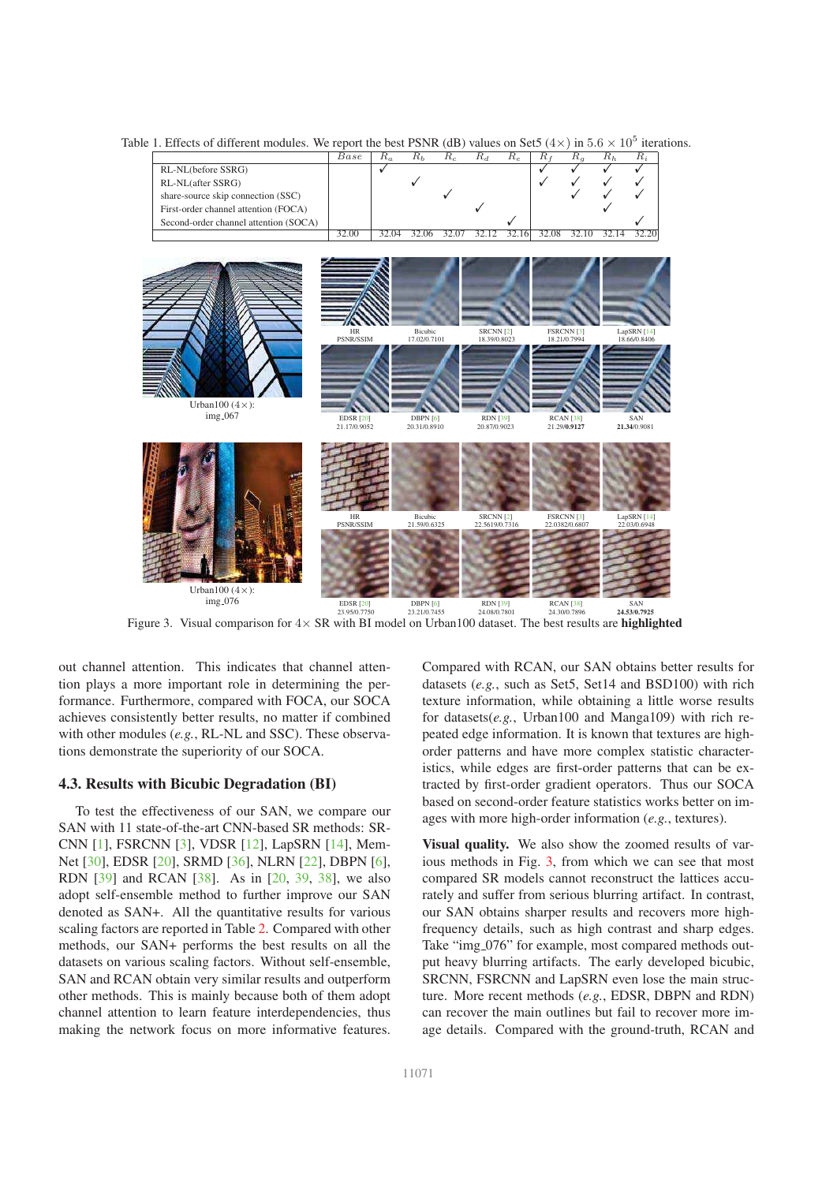Table 1. Effects of different modules. We report the best PSNR (dB) values on Set5 (4×) in $5.6 \times 10^5$ iterations.

| | $Base$ | $R_a$ | $R_b$ | $R_c$ | $R_d$ | $R_e$ | $R_f$ | $R_g$ | $R_h$ | $R_i$ |
|---|---|---|---|---|---|---|---|---|---|---|
| RL-NL(before SSRG) | | ✓ | | | | | ✓ | ✓ | ✓ | ✓ |
| RL-NL(after SSRG) | | | ✓ | | | | ✓ | ✓ | ✓ | ✓ |
| share-source skip connection (SSC) | | | | ✓ | | | | ✓ | ✓ | ✓ |
| First-order channel attention (FOCA) | | | | | ✓ | | | | ✓ | |
| Second-order channel attention (SOCA) | | | | | | ✓ | | | | ✓ |
| | 32.00 | 32.04 | 32.06 | 32.07 | 32.12 | 32.16 | 32.08 | 32.10 | 32.14 | 32.20 |

Figure 3. Visual comparison for 4× SR with BI model on Urban100 dataset. The best results are **highlighted**

out channel attention. This indicates that channel attention plays a more important role in determining the performance. Furthermore, compared with FOCA, our SOCA achieves consistently better results, no matter if combined with other modules (*e.g.*, RL-NL and SSC). These observations demonstrate the superiority of our SOCA.

### 4.3. Results with Bicubic Degradation (BI)

To test the effectiveness of our SAN, we compare our SAN with 11 state-of-the-art CNN-based SR methods: SRCNN [1], FSRCNN [3], VDSR [12], LapSRN [14], MemNet [30], EDSR [20], SRMD [36], NLRN [22], DBPN [6], RDN [39] and RCAN [38]. As in [20, 39, 38], we also adopt self-ensemble method to further improve our SAN denoted as SAN+. All the quantitative results for various scaling factors are reported in Table 2. Compared with other methods, our SAN+ performs the best results on all the datasets on various scaling factors. Without self-ensemble, SAN and RCAN obtain very similar results and outperform other methods. This is mainly because both of them adopt channel attention to learn feature interdependencies, thus making the network focus on more informative features. Compared with RCAN, our SAN obtains better results for datasets (*e.g.*, such as Set5, Set14 and BSD100) with rich texture information, while obtaining a little worse results for datasets(*e.g.*, Urban100 and Manga109) with rich repeated edge information. It is known that textures are high-order patterns and have more complex statistic characteristics, while edges are first-order patterns that can be extracted by first-order gradient operators. Thus our SOCA based on second-order feature statistics works better on images with more high-order information (*e.g.*, textures).

**Visual quality.** We also show the zoomed results of various methods in Fig. 3, from which we can see that most compared SR models cannot reconstruct the lattices accurately and suffer from serious blurring artifact. In contrast, our SAN obtains sharper results and recovers more high-frequency details, such as high contrast and sharp edges. Take "img_076" for example, most compared methods output heavy blurring artifacts. The early developed bicubic, SRCNN, FSRCNN and LapSRN even lose the main structure. More recent methods (*e.g.*, EDSR, DBPN and RDN) can recover the main outlines but fail to recover more image details. Compared with the ground-truth, RCAN and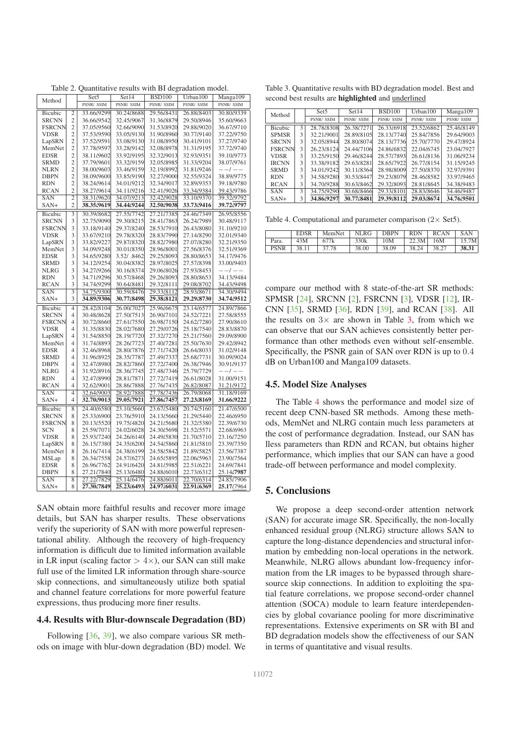Table 2. Quantitative results with BI degradation model.

| Method | | Set5 | Set14 | BSD100 | Urban100 | Manga109 |
|---|---|---|---|---|---|---|
| | | PSNR/ SSIM | PSNR/ SSIM | PSNR/ SSIM | PSNR/ SSIM | PSNR/ SSIM |
| Bicubic | 2 | 33.66/.9299 | 30.24/.8688 | 29.56/.8431 | 26.88/.8403 | 30.80/.9339 |
| SRCNN | 2 | 36.66/.9542 | 32.45/.9067 | 31.36/.8879 | 29.50/.8946 | 35.60/.9663 |
| FSRCNN | 2 | 37.05/.9560 | 32.66/.9090 | 31.53/.8920 | 29.88/.9020 | 36.67/.9710 |
| VDSR | 2 | 37.53/.9590 | 33.05/.9130 | 31.90/.8960 | 30.77/.9140 | 37.22/.9750 |
| LapSRN | 2 | 37.52/.9591 | 33.08/.9130 | 31.08/.8950 | 30.41/.9101 | 37.27/.9740 |
| MemNet | 2 | 37.78/.9597 | 33.28/.9142 | 32.08/.8978 | 31.31/.9195 | 37.72/.9740 |
| EDSR | 2 | 38.11/.9602 | 33.92/.9195 | 32.32/.9013 | 32.93/.9351 | 39.10/.9773 |
| SRMD | 2 | 37.79/.9601 | 33.32/.9159 | 32.05/.8985 | 31.33/.9204 | 38.07/.9761 |
| NLRN | 2 | 38.00/.9603 | 33.46/.9159 | 32.19/.8992 | 31.81/.9246 | −−/−− |
| DBPN | 2 | 38.09/.9600 | 33.85/.9190 | 32.27/.9000 | 32.55/.9324 | 38.89/.9775 |
| RDN | 2 | 38.24/.9614 | 34.01/.9212 | 32.34/.9017 | 32.89/.9353 | 39.18/.9780 |
| RCAN | 2 | 38.27/.9614 | 34.11/.9216 | 32.41/.9026 | 33.34/.9384 | 39.43/.9786 |
| SAN | 2 | 38.31/.9620 | 34.07/.9213 | 32.42/.9028 | 33.10/.9370 | 39.32/.9792 |
| SAN+ | 2 | **38.35/.9619** | **34.44/.9244** | **32.50/.9038** | **33.73/.9416** | **39.72/.9797** |
| Bicubic | 3 | 30.39/.8682 | 27.55/.7742 | 27.21/.7385 | 24.46/.7349 | 26.95/.8556 |
| SRCNN | 3 | 32.75/.9090 | 29.30/.8215 | 28.41/.7863 | 26.24/.7989 | 30.48/.9117 |
| FSRCNN | 3 | 33.18/.9140 | 29.37/.8240 | 28.53/.7910 | 26.43/.8080 | 31.10/.9210 |
| VDSR | 3 | 33.67/.9210 | 29.78/.8320 | 28.83/.7990 | 27.14/.8290 | 32.01/.9340 |
| LapSRN | 3 | 33.82/.9227 | 29.87/.8320 | 28.82/.7980 | 27.07/.8280 | 32.21/.9350 |
| MemNet | 3 | 34.09/.9248 | 30.01/.8350 | 28.96/.8001 | 27.56/.8376 | 32.51/.9369 |
| EDSR | 3 | 34.65/.9280 | 3.52/ .8462 | 29.25/.8093 | 28.80/.8653 | 34.17/.9476 |
| SRMD | 3 | 34.12/.9254 | 30.04/.8382 | 28.97/.8025 | 27.57/.8398 | 33.00/.9403 |
| NLRG | 3 | 34.27/.9266 | 30.16/.8374 | 29.06/.8026 | 27.93/.8453 | −−/−− |
| RDN | 3 | 34.71/.9296 | 30.57/.8468 | 29.26/.8093 | 28.80/.8653 | 34.13/.9484 |
| RCAN | 3 | 34.74/.9299 | 30.64/.8481 | 29.32/.8111 | 29.08/.8702 | 34.43/.9498 |
| SAN | 3 | 34.75/.9300 | 30.59/.8476 | 29.33/.8112 | 28.93/.8671 | 34.30/.9494 |
| SAN+ | 3 | **34.89/.9306** | **30.77/.8498** | **29.38/.8121** | **29.29/.8730** | **34.74/.9512** |
| Bicubic | 4 | 28.42/.8104 | 26.00/.7027 | 25.96/.6675 | 23.14/.6577 | 24.89/.7866 |
| SRCNN | 4 | 30.48/.8628 | 27.50/.7513 | 26.90/.7101 | 24.52/.7221 | 27.58/.8555 |
| FSRCNN | 4 | 30.72/.8660 | 27.61/.7550 | 26.98/.7150 | 24.62/.7280 | 27.90/.8610 |
| VDSR | 4 | 31.35/.8830 | 28.02/.7680 | 27.29/.0726 | 25.18/.7540 | 28.83/.8870 |
| LapSRN | 4 | 31.54/.8850 | 28.19/.7720 | 27.32/.7270 | 25.21/.7560 | 29.09/.8900 |
| MemNet | 4 | 31.74/.8893 | 28.26/.7723 | 27.40/.7281 | 25.50/.7630 | 29.42/.8942 |
| EDSR | 4 | 32.46/.8968 | 28.80/.7876 | 27.71/.7420 | 26.64/.8033 | 31.02/.9148 |
| SRMD | 4 | 31.96/.8925 | 28.35/.7787 | 27.49/.7337 | 25.68/.7731 | 30.09/.9024 |
| DBPN | 4 | 32.47/.8980 | 28.82/.7860 | 27.72/.7400 | 26.38/.7946 | 30.91/.9137 |
| NLRG | 4 | 31.92/.8916 | 28.36/.7745 | 27.48/.7346 | 25.79/.7729 | −−/−− |
| RDN | 4 | 32.47/.8990 | 28.81/.7871 | 27.72/.7419 | 26.61/.8028 | 31.00/.9151 |
| RCAN | 4 | 32.62/.9001 | 28.86/.7888 | 27.76/.7435 | 26.82/.8087 | 31.21/.9172 |
| SAN | 4 | 32.64/.9003 | 28.92/.7888 | 27.78/.7436 | 26.79/.8068 | 31.18/.9169 |
| SAN+ | 4 | **32.70/.9013** | **29.05/.7921** | **27.86/.7457** | **27.23/.8169** | **31.66/.9222** |
| Bicubic | 8 | 24.40/.6580 | 23.10/.5660 | 23.67/.5480 | 20.74/.5160 | 21.47/.6500 |
| SRCNN | 8 | 25.33/.6900 | 23.76/.5910 | 24.13/.5660 | 21.29/.5440 | 22.46/.6950 |
| FSRCNN | 8 | 20.13/.5520 | 19.75/.4820 | 24.21/.5680 | 21.32/.5380 | 22.39/.6730 |
| SCN | 8 | 25.59/.7071 | 24.02/.6028 | 24.30/.5698 | 21.52/.5571 | 22.68/.6963 |
| VDSR | 8 | 25.93/.7240 | 24.26/.6140 | 24.49/.5830 | 21.70/.5710 | 23.16/.7250 |
| LapSRN | 8 | 26.15/.7380 | 24.35/.6200 | 24.54/.5860 | 21.81/.5810 | 23.39/.7350 |
| MemNet | 8 | 26.16/.7414 | 24.38/.6199 | 24.58/.5842 | 21.89/.5825 | 23.56/.7387 |
| MSLap | 8 | 26.34/.7558 | 24.57/.6273 | 24.65/.5895 | 22.06/.5963 | 23.90/.7564 |
| EDSR | 8 | 26.96/.7762 | 24.91/.6420 | 24.81/.5985 | 22.51/.6221 | 24.69/.7841 |
| DBPN | 8 | 27.21/.7840 | 25.13/.6480 | 24.88/.6010 | 22.73/.6312 | 25.14/**.7987** |
| SAN | 8 | 27.22/.7829 | 25.14/.6476 | 24.88/.6011 | 22.70/.6314 | 24.85/.7906 |
| SAN+ | 8 | **27.30/.7849** | **25.23/.6493** | **24.97/.6031** | **22.91/.6369** | **25.17**/.7964 |

SAN obtain more faithful results and recover more image details, but SAN has sharper results. These observations verify the superiority of SAN with more powerful representational ability. Although the recovery of high-frequency information is difficult due to limited information available in LR input (scaling factor $> 4\times$), our SAN can still make full use of the limited LR information through share-source skip connections, and simultaneously utilize both spatial and channel feature correlations for more powerful feature expressions, thus producing more finer results.

### 4.4. Results with Blur-downscale Degradation (BD)

Following [36, 39], we also compare various SR methods on image with blur-down degradation (BD) model. We compare our method with 8 state-of-the-art SR methods: SPMSR [24], SRCNN [2], FSRCNN [3], VDSR [12], IRCNN [35], SRMD [36], RDN [39], and RCAN [38]. All the results on $3\times$ are shown in Table 3, from which we can observe that our SAN achieves consistently better performance than other methods even without self-ensemble. Specifically, the PSNR gain of SAN over RDN is up to $0.4$ dB on Urban100 and Manga109 datasets.

Table 3. Quantitative results with BD degradation model. Best and second best results are **highlighted** and underlined

| Method | | Set5 | Set14 | BSD100 | Urban100 | Manga109 |
|---|---|---|---|---|---|---|
| | | PSNR/ SSIM | PSNR/ SSIM | PSNR/ SSIM | PSNR/ SSIM | PSNR/ SSIM |
| Bicubic | 3 | 28.78/.8308 | 26.38/.7271 | 26.33/.6918 | 23.52/.6862 | 25.46/.8149 |
| SPMSR | 3 | 32.21/.9001 | 28.89/.8105 | 28.13/.7740 | 25.84/.7856 | 29.64/.9003 |
| SRCNN | 3 | 32.05/.8944 | 28.80/.8074 | 28.13/.7736 | 25.70/.7770 | 29.47/.8924 |
| FSRCNN | 3 | 26.23/.8124 | 24.44/.7106 | 24.86/.6832 | 22.04/.6745 | 23.04/.7927 |
| VDSR | 3 | 33.25/.9150 | 29.46/.8244 | 28.57/.7893 | 26.61/.8136 | 31.06/.9234 |
| IRCNN | 3 | 33.38/.9182 | 29.63/.8281 | 28.65/.7922 | 26.77/.8154 | 31.15/.9245 |
| SRMD | 3 | 34.01/.9242 | 30.11/.8364 | 28.98/.8009 | 27.50/.8370 | 32.97/.9391 |
| RDN | 3 | 34.58/.9280 | 30.53/.8447 | 29.23/.8079 | 28.46/.8582 | 33.97/.9465 |
| RCAN | 3 | 34.70/.9288 | 30.63/.8462 | 29.32/.8093 | 28.81/.8645 | 34.38/.9483 |
| SAN | 3 | 34.75/.9290 | 30.68/.8466 | 29.33/.8101 | 28.83/.8646 | 34.46/.9487 |
| SAN+ | 3 | **34.86/.9297** | **30.77/.8481** | **29.39/.8112** | **29.03/.8674** | **34.76/.9501** |

Table 4. Computational and parameter comparison ($2\times$ Set5).

| | EDSR | MemNet | NLRG | DBPN | RDN | RCAN | SAN |
|---|---|---|---|---|---|---|---|
| Para. | 43M | 677k | 330k | 10M | 22.3M | 16M | 15.7M |
| PSNR | 38.11 | 37.78 | 38.00 | 38.09 | 38.24 | 38.27 | **38.31** |

### 4.5. Model Size Analyses

The Table 4 shows the performance and model size of recent deep CNN-based SR methods. Among these methods, MemNet and NLRG contain much less parameters at the cost of performance degradation. Instead, our SAN has lless parameters than RDN and RCAN, but obtains higher performance, which implies that our SAN can have a good trade-off between performance and model complexity.

## 5. Conclusions

We propose a deep second-order attention network (SAN) for accurate image SR. Specifically, the non-locally enhanced residual group (NLRG) structure allows SAN to capture the long-distance dependencies and structural information by embedding non-local operations in the network. Meanwhile, NLRG allows abundant low-frequency information from the LR images to be bypassed through share-source skip connections. In addition to exploiting the spatial feature correlations, we propose second-order channel attention (SOCA) module to learn feature interdependencies by global covariance pooling for more discriminative representations. Extensive experiments on SR with BI and BD degradation models show the effectiveness of our SAN in terms of quantitative and visual results.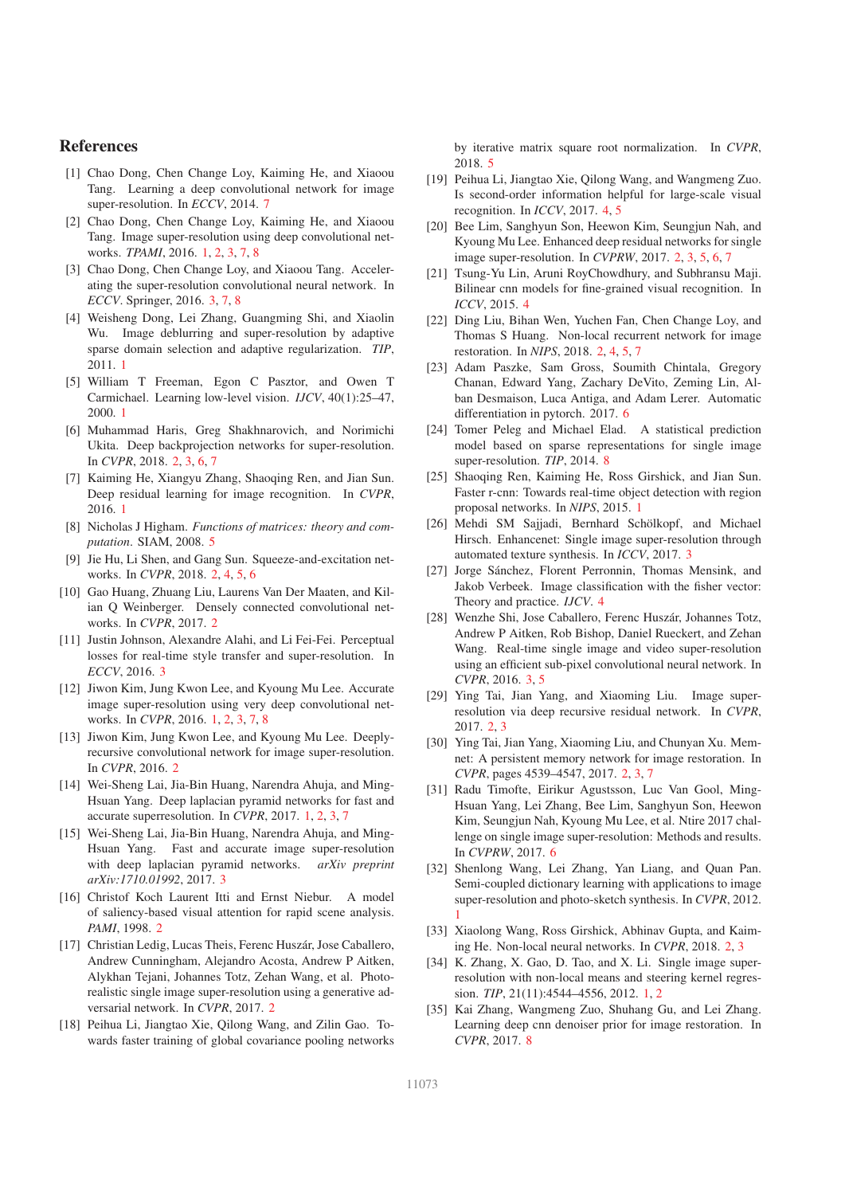## References

[1] Chao Dong, Chen Change Loy, Kaiming He, and Xiaoou Tang. Learning a deep convolutional network for image super-resolution. In *ECCV*, 2014. 7

[2] Chao Dong, Chen Change Loy, Kaiming He, and Xiaoou Tang. Image super-resolution using deep convolutional networks. *TPAMI*, 2016. 1, 2, 3, 7, 8

[3] Chao Dong, Chen Change Loy, and Xiaoou Tang. Accelerating the super-resolution convolutional neural network. In *ECCV*. Springer, 2016. 3, 7, 8

[4] Weisheng Dong, Lei Zhang, Guangming Shi, and Xiaolin Wu. Image deblurring and super-resolution by adaptive sparse domain selection and adaptive regularization. *TIP*, 2011. 1

[5] William T Freeman, Egon C Pasztor, and Owen T Carmichael. Learning low-level vision. *IJCV*, 40(1):25–47, 2000. 1

[6] Muhammad Haris, Greg Shakhnarovich, and Norimichi Ukita. Deep backprojection networks for super-resolution. In *CVPR*, 2018. 2, 3, 6, 7

[7] Kaiming He, Xiangyu Zhang, Shaoqing Ren, and Jian Sun. Deep residual learning for image recognition. In *CVPR*, 2016. 1

[8] Nicholas J Higham. *Functions of matrices: theory and computation*. SIAM, 2008. 5

[9] Jie Hu, Li Shen, and Gang Sun. Squeeze-and-excitation networks. In *CVPR*, 2018. 2, 4, 5, 6

[10] Gao Huang, Zhuang Liu, Laurens Van Der Maaten, and Kilian Q Weinberger. Densely connected convolutional networks. In *CVPR*, 2017. 2

[11] Justin Johnson, Alexandre Alahi, and Li Fei-Fei. Perceptual losses for real-time style transfer and super-resolution. In *ECCV*, 2016. 3

[12] Jiwon Kim, Jung Kwon Lee, and Kyoung Mu Lee. Accurate image super-resolution using very deep convolutional networks. In *CVPR*, 2016. 1, 2, 3, 7, 8

[13] Jiwon Kim, Jung Kwon Lee, and Kyoung Mu Lee. Deeply-recursive convolutional network for image super-resolution. In *CVPR*, 2016. 2

[14] Wei-Sheng Lai, Jia-Bin Huang, Narendra Ahuja, and Ming-Hsuan Yang. Deep laplacian pyramid networks for fast and accurate superresolution. In *CVPR*, 2017. 1, 2, 3, 7

[15] Wei-Sheng Lai, Jia-Bin Huang, Narendra Ahuja, and Ming-Hsuan Yang. Fast and accurate image super-resolution with deep laplacian pyramid networks. *arXiv preprint arXiv:1710.01992*, 2017. 3

[16] Christof Koch Laurent Itti and Ernst Niebur. A model of saliency-based visual attention for rapid scene analysis. *PAMI*, 1998. 2

[17] Christian Ledig, Lucas Theis, Ferenc Huszár, Jose Caballero, Andrew Cunningham, Alejandro Acosta, Andrew P Aitken, Alykhan Tejani, Johannes Totz, Zehan Wang, et al. Photo-realistic single image super-resolution using a generative adversarial network. In *CVPR*, 2017. 2

[18] Peihua Li, Jiangtao Xie, Qilong Wang, and Zilin Gao. Towards faster training of global covariance pooling networks by iterative matrix square root normalization. In *CVPR*, 2018. 5

[19] Peihua Li, Jiangtao Xie, Qilong Wang, and Wangmeng Zuo. Is second-order information helpful for large-scale visual recognition. In *ICCV*, 2017. 4, 5

[20] Bee Lim, Sanghyun Son, Heewon Kim, Seungjun Nah, and Kyoung Mu Lee. Enhanced deep residual networks for single image super-resolution. In *CVPRW*, 2017. 2, 3, 5, 6, 7

[21] Tsung-Yu Lin, Aruni RoyChowdhury, and Subhransu Maji. Bilinear cnn models for fine-grained visual recognition. In *ICCV*, 2015. 4

[22] Ding Liu, Bihan Wen, Yuchen Fan, Chen Change Loy, and Thomas S Huang. Non-local recurrent network for image restoration. In *NIPS*, 2018. 2, 4, 5, 7

[23] Adam Paszke, Sam Gross, Soumith Chintala, Gregory Chanan, Edward Yang, Zachary DeVito, Zeming Lin, Alban Desmaison, Luca Antiga, and Adam Lerer. Automatic differentiation in pytorch. 2017. 6

[24] Tomer Peleg and Michael Elad. A statistical prediction model based on sparse representations for single image super-resolution. *TIP*, 2014. 8

[25] Shaoqing Ren, Kaiming He, Ross Girshick, and Jian Sun. Faster r-cnn: Towards real-time object detection with region proposal networks. In *NIPS*, 2015. 1

[26] Mehdi SM Sajjadi, Bernhard Schölkopf, and Michael Hirsch. Enhancenet: Single image super-resolution through automated texture synthesis. In *ICCV*, 2017. 3

[27] Jorge Sánchez, Florent Perronnin, Thomas Mensink, and Jakob Verbeek. Image classification with the fisher vector: Theory and practice. *IJCV*. 4

[28] Wenzhe Shi, Jose Caballero, Ferenc Huszár, Johannes Totz, Andrew P Aitken, Rob Bishop, Daniel Rueckert, and Zehan Wang. Real-time single image and video super-resolution using an efficient sub-pixel convolutional neural network. In *CVPR*, 2016. 3, 5

[29] Ying Tai, Jian Yang, and Xiaoming Liu. Image super-resolution via deep recursive residual network. In *CVPR*, 2017. 2, 3

[30] Ying Tai, Jian Yang, Xiaoming Liu, and Chunyan Xu. Memnet: A persistent memory network for image restoration. In *CVPR*, pages 4539–4547, 2017. 2, 3, 7

[31] Radu Timofte, Eirikur Agustsson, Luc Van Gool, Ming-Hsuan Yang, Lei Zhang, Bee Lim, Sanghyun Son, Heewon Kim, Seungjun Nah, Kyoung Mu Lee, et al. Ntire 2017 challenge on single image super-resolution: Methods and results. In *CVPRW*, 2017. 6

[32] Shenlong Wang, Lei Zhang, Yan Liang, and Quan Pan. Semi-coupled dictionary learning with applications to image super-resolution and photo-sketch synthesis. In *CVPR*, 2012. 1

[33] Xiaolong Wang, Ross Girshick, Abhinav Gupta, and Kaiming He. Non-local neural networks. In *CVPR*, 2018. 2, 3

[34] K. Zhang, X. Gao, D. Tao, and X. Li. Single image super-resolution with non-local means and steering kernel regression. *TIP*, 21(11):4544–4556, 2012. 1, 2

[35] Kai Zhang, Wangmeng Zuo, Shuhang Gu, and Lei Zhang. Learning deep cnn denoiser prior for image restoration. In *CVPR*, 2017. 8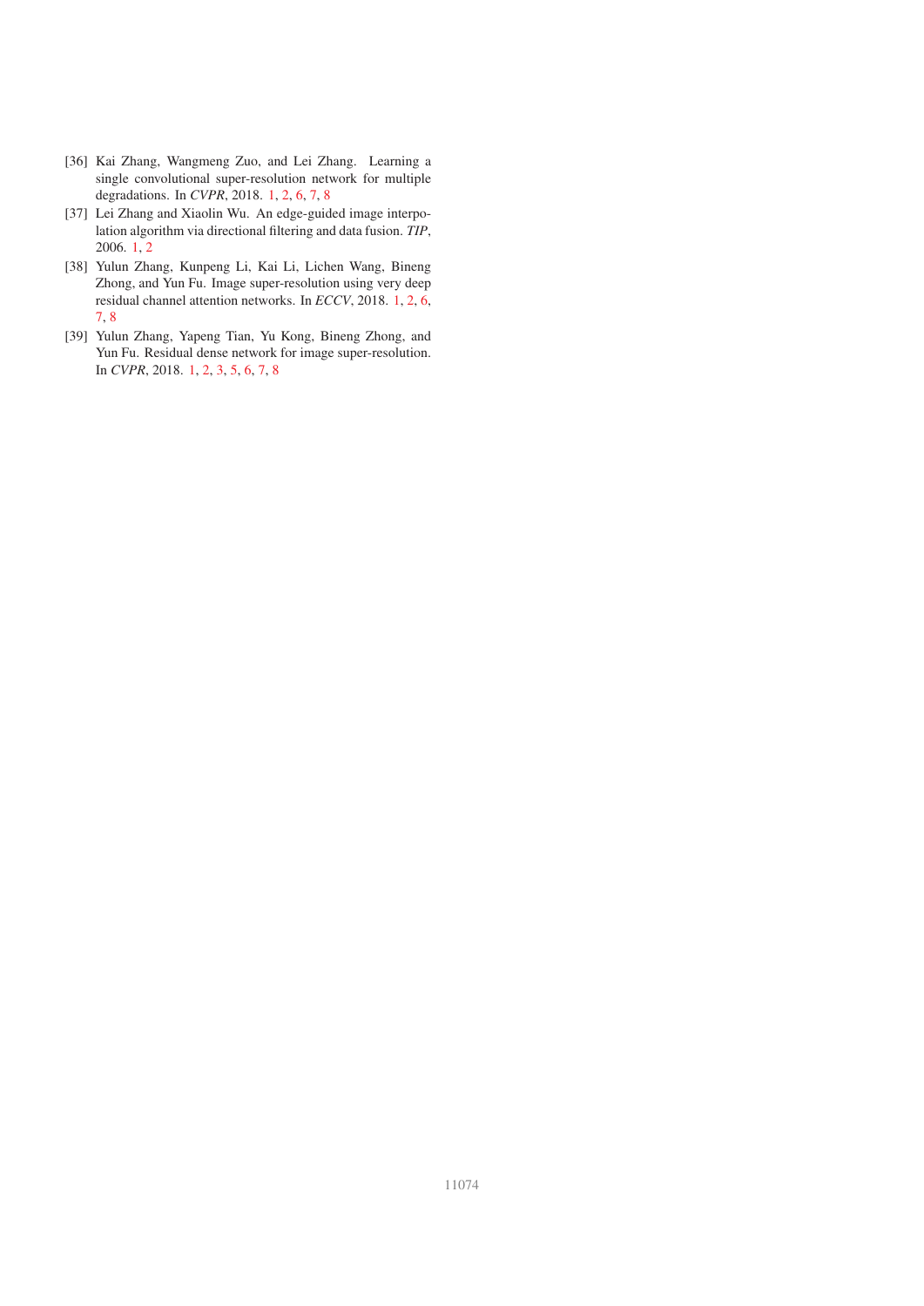[36] Kai Zhang, Wangmeng Zuo, and Lei Zhang. Learning a single convolutional super-resolution network for multiple degradations. In *CVPR*, 2018. 1, 2, 6, 7, 8

[37] Lei Zhang and Xiaolin Wu. An edge-guided image interpolation algorithm via directional filtering and data fusion. *TIP*, 2006. 1, 2

[38] Yulun Zhang, Kunpeng Li, Kai Li, Lichen Wang, Bineng Zhong, and Yun Fu. Image super-resolution using very deep residual channel attention networks. In *ECCV*, 2018. 1, 2, 6, 7, 8

[39] Yulun Zhang, Yapeng Tian, Yu Kong, Bineng Zhong, and Yun Fu. Residual dense network for image super-resolution. In *CVPR*, 2018. 1, 2, 3, 5, 6, 7, 8